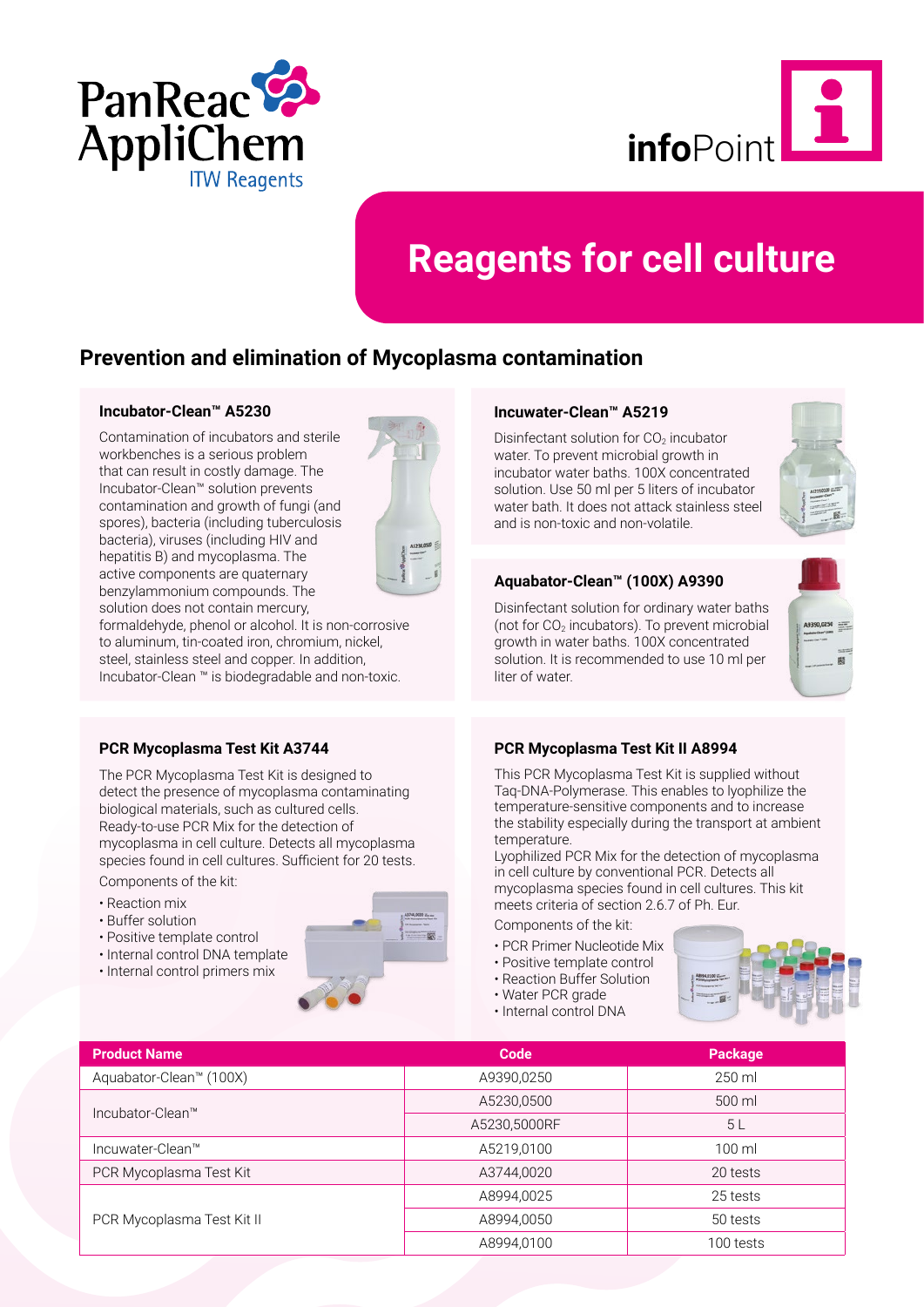PanReac AppliChem
ITW Reagents

**info**Point

# Reagents for cell culture

## Prevention and elimination of Mycoplasma contamination

### Incubator-Clean™ A5230

Contamination of incubators and sterile workbenches is a serious problem that can result in costly damage. The Incubator-Clean™ solution prevents contamination and growth of fungi (and spores), bacteria (including tuberculosis bacteria), viruses (including HIV and hepatitis B) and mycoplasma. The active components are quaternary benzylammonium compounds. The solution does not contain mercury, formaldehyde, phenol or alcohol. It is non-corrosive to aluminum, tin-coated iron, chromium, nickel, steel, stainless steel and copper. In addition, Incubator-Clean ™ is biodegradable and non-toxic.

### Incuwater-Clean™ A5219

Disinfectant solution for $CO_2$ incubator water. To prevent microbial growth in incubator water baths. 100X concentrated solution. Use 50 ml per 5 liters of incubator water bath. It does not attack stainless steel and is non-toxic and non-volatile.

### Aquabator-Clean™ (100X) A9390

Disinfectant solution for ordinary water baths (not for $CO_2$ incubators). To prevent microbial growth in water baths. 100X concentrated solution. It is recommended to use 10 ml per liter of water.

### PCR Mycoplasma Test Kit A3744

The PCR Mycoplasma Test Kit is designed to detect the presence of mycoplasma contaminating biological materials, such as cultured cells. Ready-to-use PCR Mix for the detection of mycoplasma in cell culture. Detects all mycoplasma species found in cell cultures. Sufficient for 20 tests.

Components of the kit:

- Reaction mix
- Buffer solution
- Positive template control
- Internal control DNA template
- Internal control primers mix

### PCR Mycoplasma Test Kit II A8994

This PCR Mycoplasma Test Kit is supplied without Taq-DNA-Polymerase. This enables to lyophilize the temperature-sensitive components and to increase the stability especially during the transport at ambient temperature.
Lyophilized PCR Mix for the detection of mycoplasma in cell culture by conventional PCR. Detects all mycoplasma species found in cell cultures. This kit meets criteria of section 2.6.7 of Ph. Eur.

Components of the kit:

- PCR Primer Nucleotide Mix
- Positive template control
- Reaction Buffer Solution
- Water PCR grade
- Internal control DNA

| Product Name | Code | Package |
|---|---|---|
| Aquabator-Clean™ (100X) | A9390,0250 | 250 ml |
| Incubator-Clean™ | A5230,0500 | 500 ml |
| | A5230,5000RF | 5 L |
| Incuwater-Clean™ | A5219,0100 | 100 ml |
| PCR Mycoplasma Test Kit | A3744,0020 | 20 tests |
| PCR Mycoplasma Test Kit II | A8994,0025 | 25 tests |
| | A8994,0050 | 50 tests |
| | A8994,0100 | 100 tests |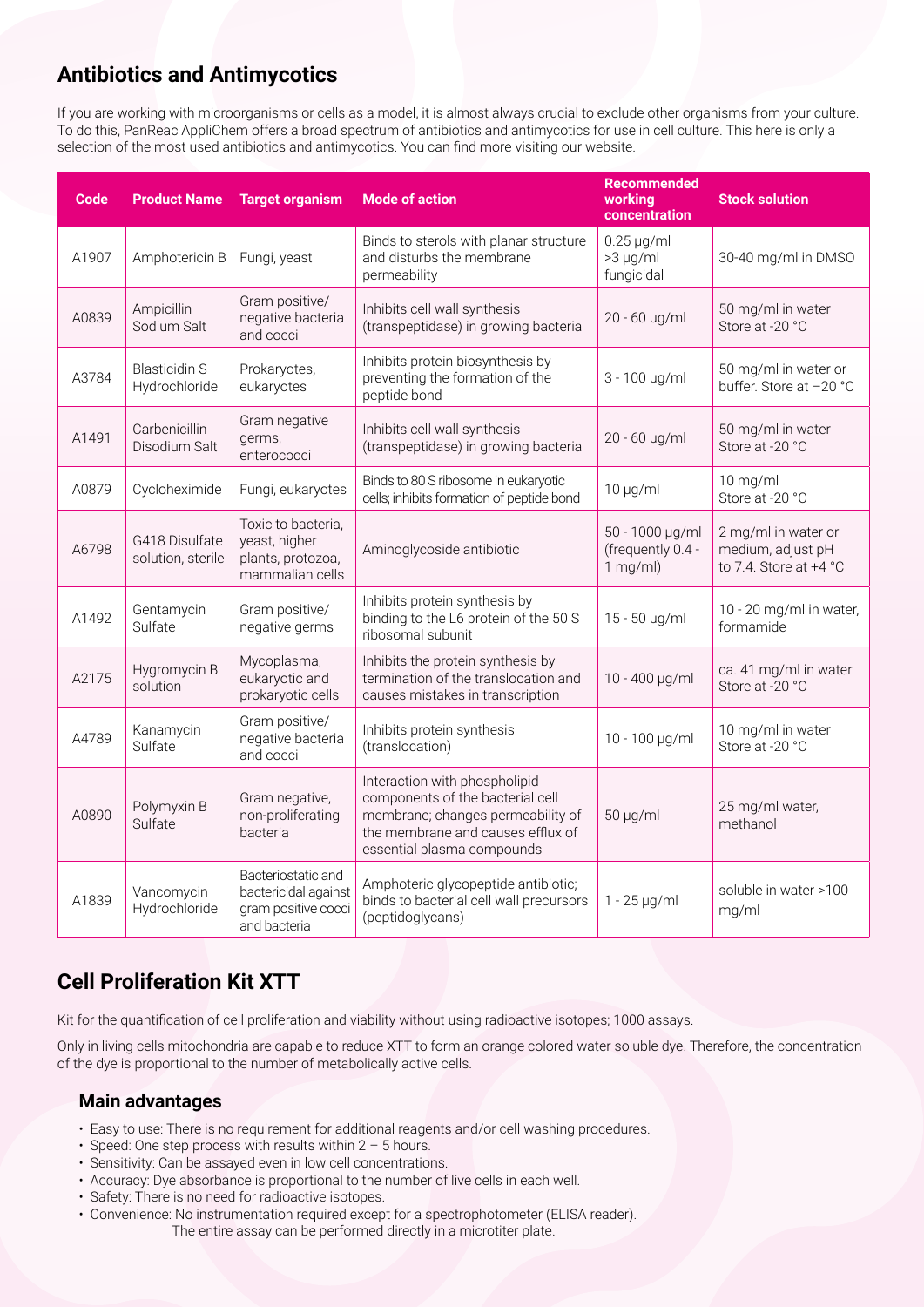## Antibiotics and Antimycotics

If you are working with microorganisms or cells as a model, it is almost always crucial to exclude other organisms from your culture. To do this, PanReac AppliChem offers a broad spectrum of antibiotics and antimycotics for use in cell culture. This here is only a selection of the most used antibiotics and antimycotics. You can find more visiting our website.

| Code | Product Name | Target organism | Mode of action | Recommended working concentration | Stock solution |
|---|---|---|---|---|---|
| A1907 | Amphotericin B | Fungi, yeast | Binds to sterols with planar structure and disturbs the membrane permeability | 0.25 µg/ml >3 µg/ml fungicidal | 30-40 mg/ml in DMSO |
| A0839 | Ampicillin Sodium Salt | Gram positive/ negative bacteria and cocci | Inhibits cell wall synthesis (transpeptidase) in growing bacteria | 20 - 60 µg/ml | 50 mg/ml in water Store at -20 °C |
| A3784 | Blasticidin S Hydrochloride | Prokaryotes, eukaryotes | Inhibits protein biosynthesis by preventing the formation of the peptide bond | 3 - 100 µg/ml | 50 mg/ml in water or buffer. Store at −20 °C |
| A1491 | Carbenicillin Disodium Salt | Gram negative germs, enterococci | Inhibits cell wall synthesis (transpeptidase) in growing bacteria | 20 - 60 µg/ml | 50 mg/ml in water Store at -20 °C |
| A0879 | Cycloheximide | Fungi, eukaryotes | Binds to 80 S ribosome in eukaryotic cells; inhibits formation of peptide bond | 10 µg/ml | 10 mg/ml Store at -20 °C |
| A6798 | G418 Disulfate solution, sterile | Toxic to bacteria, yeast, higher plants, protozoa, mammalian cells | Aminoglycoside antibiotic | 50 - 1000 µg/ml (frequently 0.4 - 1 mg/ml) | 2 mg/ml in water or medium, adjust pH to 7.4. Store at +4 °C |
| A1492 | Gentamycin Sulfate | Gram positive/ negative germs | Inhibits protein synthesis by binding to the L6 protein of the 50 S ribosomal subunit | 15 - 50 µg/ml | 10 - 20 mg/ml in water, formamide |
| A2175 | Hygromycin B solution | Mycoplasma, eukaryotic and prokaryotic cells | Inhibits the protein synthesis by termination of the translocation and causes mistakes in transcription | 10 - 400 µg/ml | ca. 41 mg/ml in water Store at -20 °C |
| A4789 | Kanamycin Sulfate | Gram positive/ negative bacteria and cocci | Inhibits protein synthesis (translocation) | 10 - 100 µg/ml | 10 mg/ml in water Store at -20 °C |
| A0890 | Polymyxin B Sulfate | Gram negative, non-proliferating bacteria | Interaction with phospholipid components of the bacterial cell membrane; changes permeability of the membrane and causes efflux of essential plasma compounds | 50 µg/ml | 25 mg/ml water, methanol |
| A1839 | Vancomycin Hydrochloride | Bacteriostatic and bactericidal against gram positive cocci and bacteria | Amphoteric glycopeptide antibiotic; binds to bacterial cell wall precursors (peptidoglycans) | 1 - 25 µg/ml | soluble in water >100 mg/ml |

## Cell Proliferation Kit XTT

Kit for the quantification of cell proliferation and viability without using radioactive isotopes; 1000 assays.

Only in living cells mitochondria are capable to reduce XTT to form an orange colored water soluble dye. Therefore, the concentration of the dye is proportional to the number of metabolically active cells.

### Main advantages

- Easy to use: There is no requirement for additional reagents and/or cell washing procedures.
- Speed: One step process with results within 2 – 5 hours.
- Sensitivity: Can be assayed even in low cell concentrations.
- Accuracy: Dye absorbance is proportional to the number of live cells in each well.
- Safety: There is no need for radioactive isotopes.
- Convenience: No instrumentation required except for a spectrophotometer (ELISA reader). The entire assay can be performed directly in a microtiter plate.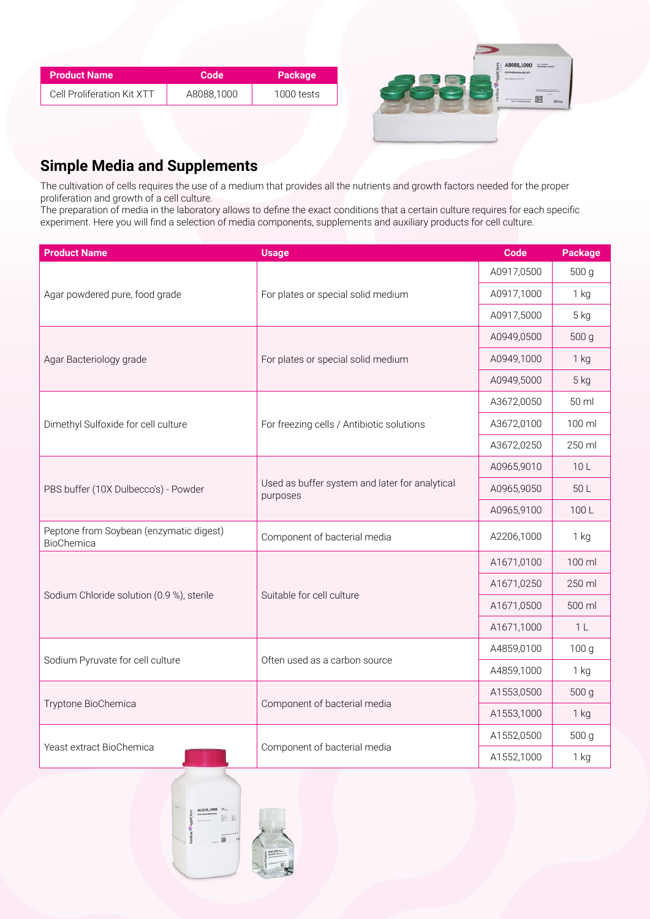| Product Name | Code | Package |
|---|---|---|
| Cell Proliferation Kit XTT | A8088,1000 | 1000 tests |

## Simple Media and Supplements

The cultivation of cells requires the use of a medium that provides all the nutrients and growth factors needed for the proper proliferation and growth of a cell culture.
The preparation of media in the laboratory allows to define the exact conditions that a certain culture requires for each specific experiment. Here you will find a selection of media components, supplements and auxiliary products for cell culture.

| Product Name | Usage | Code | Package |
|---|---|---|---|
| Agar powdered pure, food grade | For plates or special solid medium | A0917,0500 | 500 g |
| | | A0917,1000 | 1 kg |
| | | A0917,5000 | 5 kg |
| Agar Bacteriology grade | For plates or special solid medium | A0949,0500 | 500 g |
| | | A0949,1000 | 1 kg |
| | | A0949,5000 | 5 kg |
| Dimethyl Sulfoxide for cell culture | For freezing cells / Antibiotic solutions | A3672,0050 | 50 ml |
| | | A3672,0100 | 100 ml |
| | | A3672,0250 | 250 ml |
| PBS buffer (10X Dulbecco's) - Powder | Used as buffer system and later for analytical purposes | A0965,9010 | 10 L |
| | | A0965,9050 | 50 L |
| | | A0965,9100 | 100 L |
| Peptone from Soybean (enzymatic digest) BioChemica | Component of bacterial media | A2206,1000 | 1 kg |
| Sodium Chloride solution (0.9 %), sterile | Suitable for cell culture | A1671,0100 | 100 ml |
| | | A1671,0250 | 250 ml |
| | | A1671,0500 | 500 ml |
| | | A1671,1000 | 1 L |
| Sodium Pyruvate for cell culture | Often used as a carbon source | A4859,0100 | 100 g |
| | | A4859,1000 | 1 kg |
| Tryptone BioChemica | Component of bacterial media | A1553,0500 | 500 g |
| | | A1553,1000 | 1 kg |
| Yeast extract BioChemica | Component of bacterial media | A1552,0500 | 500 g |
| | | A1552,1000 | 1 kg |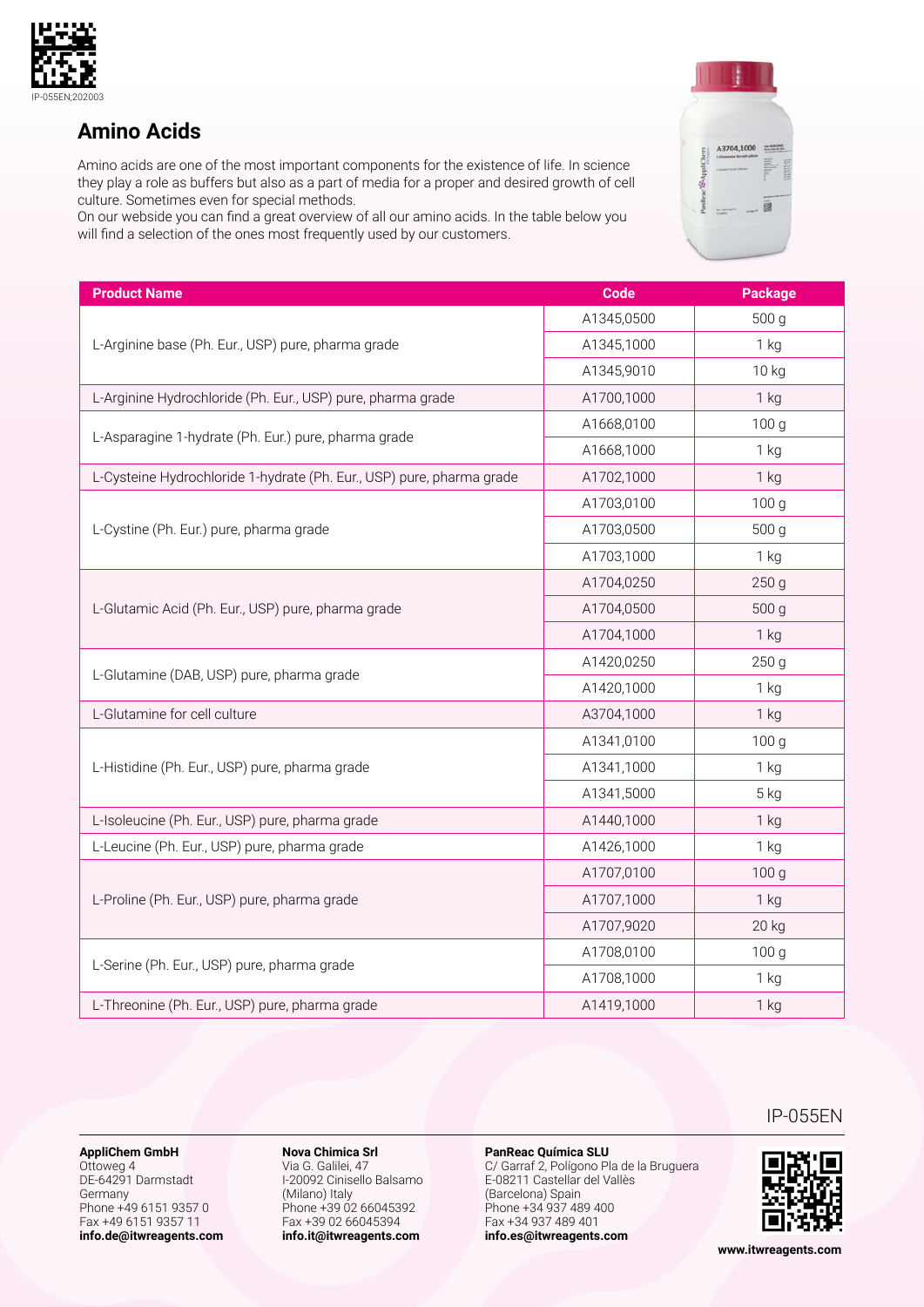## Amino Acids

Amino acids are one of the most important components for the existence of life. In science they play a role as buffers but also as a part of media for a proper and desired growth of cell culture. Sometimes even for special methods.
On our webside you can find a great overview of all our amino acids. In the table below you will find a selection of the ones most frequently used by our customers.

| Product Name | Code | Package |
|---|---|---|
| L-Arginine base (Ph. Eur., USP) pure, pharma grade | A1345,0500 | 500 g |
| | A1345,1000 | 1 kg |
| | A1345,9010 | 10 kg |
| L-Arginine Hydrochloride (Ph. Eur., USP) pure, pharma grade | A1700,1000 | 1 kg |
| L-Asparagine 1-hydrate (Ph. Eur.) pure, pharma grade | A1668,0100 | 100 g |
| | A1668,1000 | 1 kg |
| L-Cysteine Hydrochloride 1-hydrate (Ph. Eur., USP) pure, pharma grade | A1702,1000 | 1 kg |
| L-Cystine (Ph. Eur.) pure, pharma grade | A1703,0100 | 100 g |
| | A1703,0500 | 500 g |
| | A1703,1000 | 1 kg |
| L-Glutamic Acid (Ph. Eur., USP) pure, pharma grade | A1704,0250 | 250 g |
| | A1704,0500 | 500 g |
| | A1704,1000 | 1 kg |
| L-Glutamine (DAB, USP) pure, pharma grade | A1420,0250 | 250 g |
| | A1420,1000 | 1 kg |
| L-Glutamine for cell culture | A3704,1000 | 1 kg |
| L-Histidine (Ph. Eur., USP) pure, pharma grade | A1341,0100 | 100 g |
| | A1341,1000 | 1 kg |
| | A1341,5000 | 5 kg |
| L-Isoleucine (Ph. Eur., USP) pure, pharma grade | A1440,1000 | 1 kg |
| L-Leucine (Ph. Eur., USP) pure, pharma grade | A1426,1000 | 1 kg |
| L-Proline (Ph. Eur., USP) pure, pharma grade | A1707,0100 | 100 g |
| | A1707,1000 | 1 kg |
| | A1707,9020 | 20 kg |
| L-Serine (Ph. Eur., USP) pure, pharma grade | A1708,0100 | 100 g |
| | A1708,1000 | 1 kg |
| L-Threonine (Ph. Eur., USP) pure, pharma grade | A1419,1000 | 1 kg |

IP-055EN

**AppliChem GmbH**
Ottoweg 4
DE-64291 Darmstadt
Germany
Phone +49 6151 9357 0
Fax +49 6151 9357 11
**info.de@itwreagents.com**

**Nova Chimica Srl**
Via G. Galilei, 47
I-20092 Cinisello Balsamo
(Milano) Italy
Phone +39 02 66045392
Fax +39 02 66045394
**info.it@itwreagents.com**

**PanReac Química SLU**
C/ Garraf 2, Polígono Pla de la Bruguera
E-08211 Castellar del Vallès
(Barcelona) Spain
Phone +34 937 489 400
Fax +34 937 489 401
**info.es@itwreagents.com**

**www.itwreagents.com**